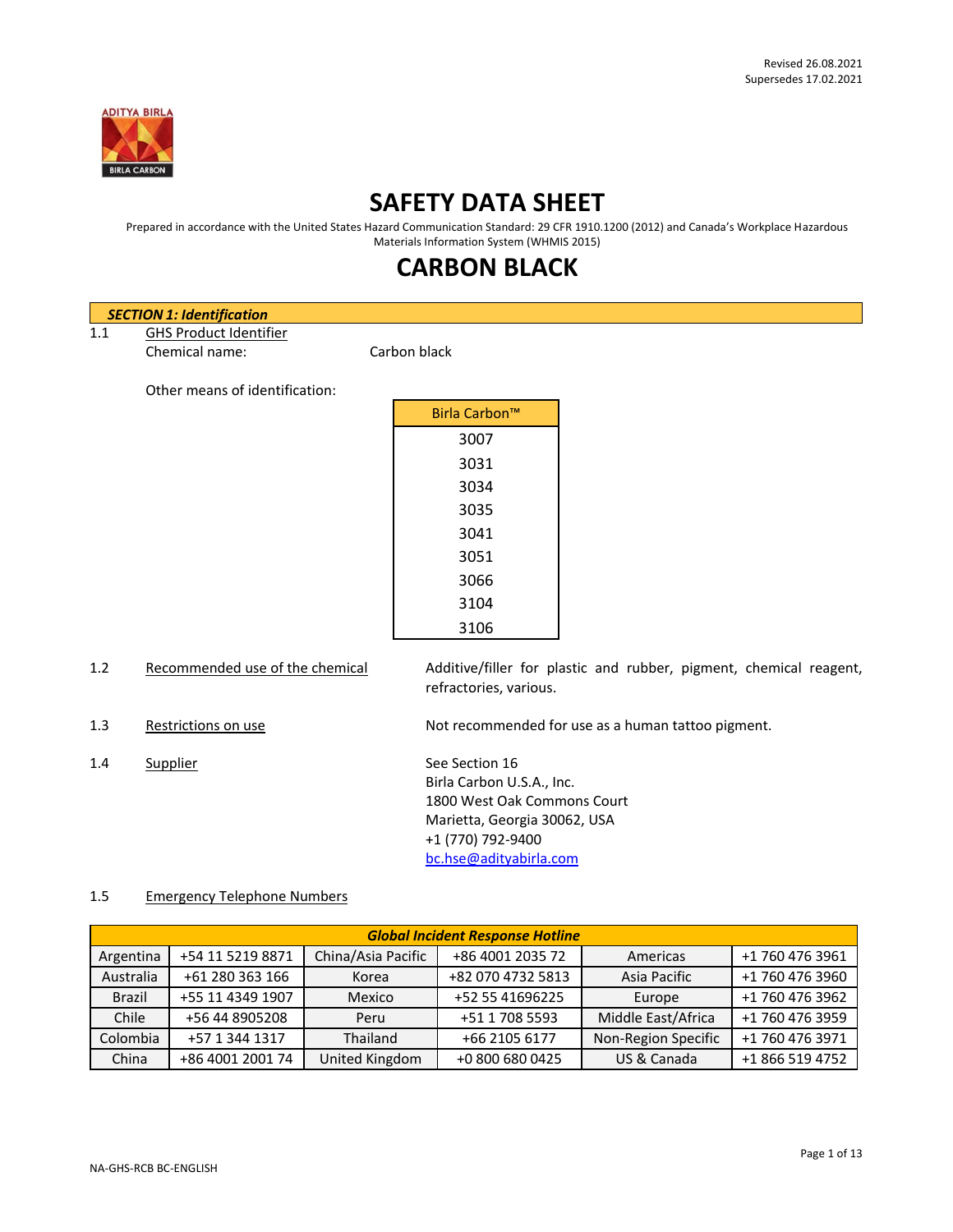Revised 26.08.2021
Supersedes 17.02.2021

# SAFETY DATA SHEET

Prepared in accordance with the United States Hazard Communication Standard: 29 CFR 1910.1200 (2012) and Canada's Workplace Hazardous Materials Information System (WHMIS 2015)

# CARBON BLACK

## SECTION 1: Identification

1.1 GHS Product Identifier

Chemical name: Carbon black

Other means of identification:

| Birla Carbon™ |
|---|
| 3007 |
| 3031 |
| 3034 |
| 3035 |
| 3041 |
| 3051 |
| 3066 |
| 3104 |
| 3106 |

1.2 Recommended use of the chemical: Additive/filler for plastic and rubber, pigment, chemical reagent, refractories, various.

1.3 Restrictions on use: Not recommended for use as a human tattoo pigment.

1.4 Supplier: See Section 16
Birla Carbon U.S.A., Inc.
1800 West Oak Commons Court
Marietta, Georgia 30062, USA
+1 (770) 792-9400
bc.hse@adityabirla.com

1.5 Emergency Telephone Numbers

| Global Incident Response Hotline | | | | | |
|---|---|---|---|---|---|
| Argentina | +54 11 5219 8871 | China/Asia Pacific | +86 4001 2035 72 | Americas | +1 760 476 3961 |
| Australia | +61 280 363 166 | Korea | +82 070 4732 5813 | Asia Pacific | +1 760 476 3960 |
| Brazil | +55 11 4349 1907 | Mexico | +52 55 41696225 | Europe | +1 760 476 3962 |
| Chile | +56 44 8905208 | Peru | +51 1 708 5593 | Middle East/Africa | +1 760 476 3959 |
| Colombia | +57 1 344 1317 | Thailand | +66 2105 6177 | Non-Region Specific | +1 760 476 3971 |
| China | +86 4001 2001 74 | United Kingdom | +0 800 680 0425 | US & Canada | +1 866 519 4752 |

NA-GHS-RCB BC-ENGLISH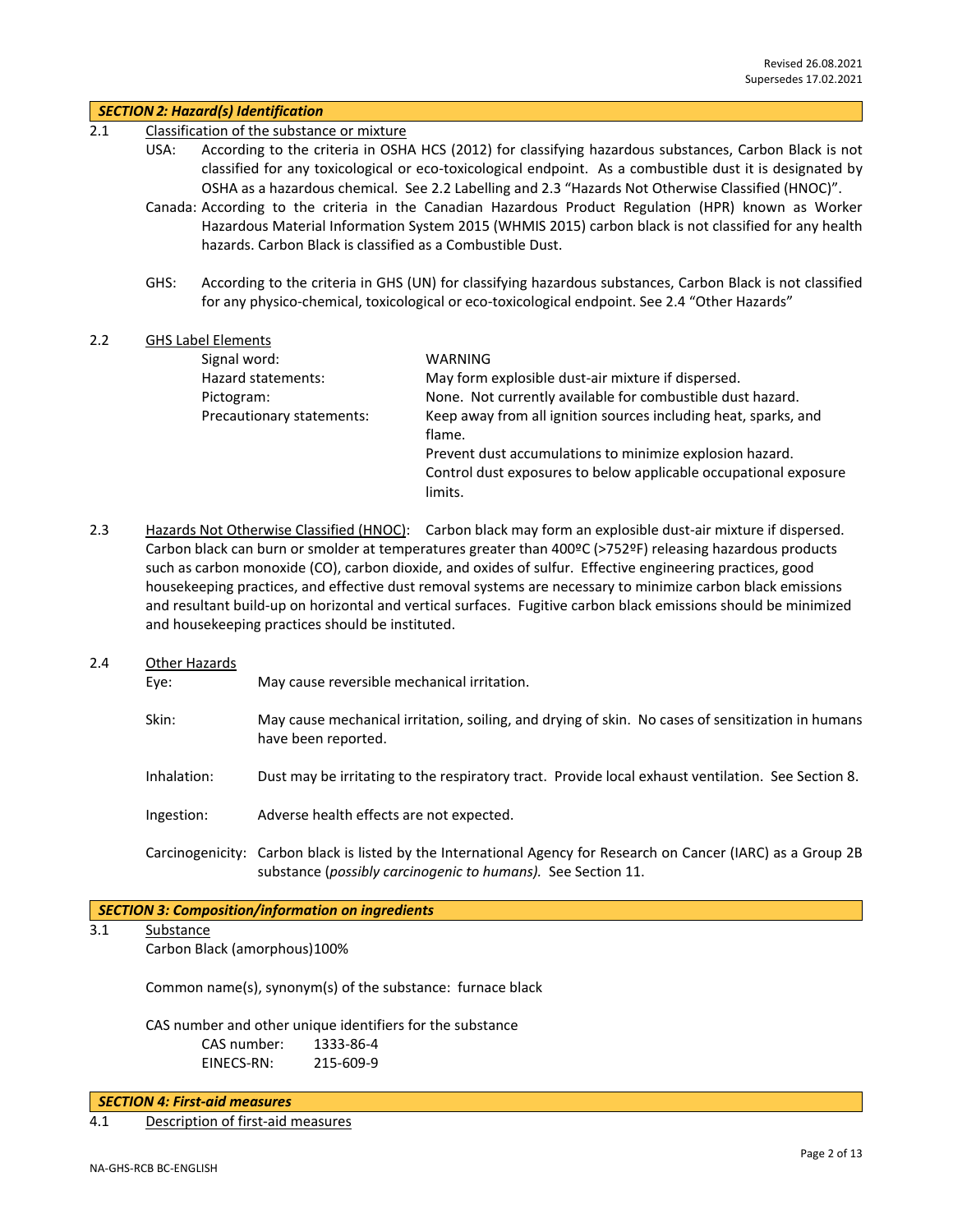Revised 26.08.2021
Supersedes 17.02.2021

## *SECTION 2: Hazard(s) Identification*

2.1 Classification of the substance or mixture

USA: According to the criteria in OSHA HCS (2012) for classifying hazardous substances, Carbon Black is not classified for any toxicological or eco-toxicological endpoint. As a combustible dust it is designated by OSHA as a hazardous chemical. See 2.2 Labelling and 2.3 "Hazards Not Otherwise Classified (HNOC)".

Canada: According to the criteria in the Canadian Hazardous Product Regulation (HPR) known as Worker Hazardous Material Information System 2015 (WHMIS 2015) carbon black is not classified for any health hazards. Carbon Black is classified as a Combustible Dust.

GHS: According to the criteria in GHS (UN) for classifying hazardous substances, Carbon Black is not classified for any physico-chemical, toxicological or eco-toxicological endpoint. See 2.4 "Other Hazards"

2.2 GHS Label Elements

| | |
|---|---|
| Signal word: | WARNING |
| Hazard statements: | May form explosible dust-air mixture if dispersed. |
| Pictogram: | None. Not currently available for combustible dust hazard. |
| Precautionary statements: | Keep away from all ignition sources including heat, sparks, and flame. |
| | Prevent dust accumulations to minimize explosion hazard. |
| | Control dust exposures to below applicable occupational exposure limits. |

2.3 Hazards Not Otherwise Classified (HNOC): Carbon black may form an explosible dust-air mixture if dispersed. Carbon black can burn or smolder at temperatures greater than 400ºC (>752ºF) releasing hazardous products such as carbon monoxide (CO), carbon dioxide, and oxides of sulfur. Effective engineering practices, good housekeeping practices, and effective dust removal systems are necessary to minimize carbon black emissions and resultant build-up on horizontal and vertical surfaces. Fugitive carbon black emissions should be minimized and housekeeping practices should be instituted.

2.4 Other Hazards

Eye: May cause reversible mechanical irritation.

Skin: May cause mechanical irritation, soiling, and drying of skin. No cases of sensitization in humans have been reported.

Inhalation: Dust may be irritating to the respiratory tract. Provide local exhaust ventilation. See Section 8.

Ingestion: Adverse health effects are not expected.

Carcinogenicity: Carbon black is listed by the International Agency for Research on Cancer (IARC) as a Group 2B substance (*possibly carcinogenic to humans).* See Section 11.

## *SECTION 3: Composition/information on ingredients*

3.1 Substance

Carbon Black (amorphous)100%

Common name(s), synonym(s) of the substance: furnace black

CAS number and other unique identifiers for the substance

CAS number: 1333-86-4
EINECS-RN: 215-609-9

## *SECTION 4: First-aid measures*

4.1 Description of first-aid measures

NA-GHS-RCB BC-ENGLISH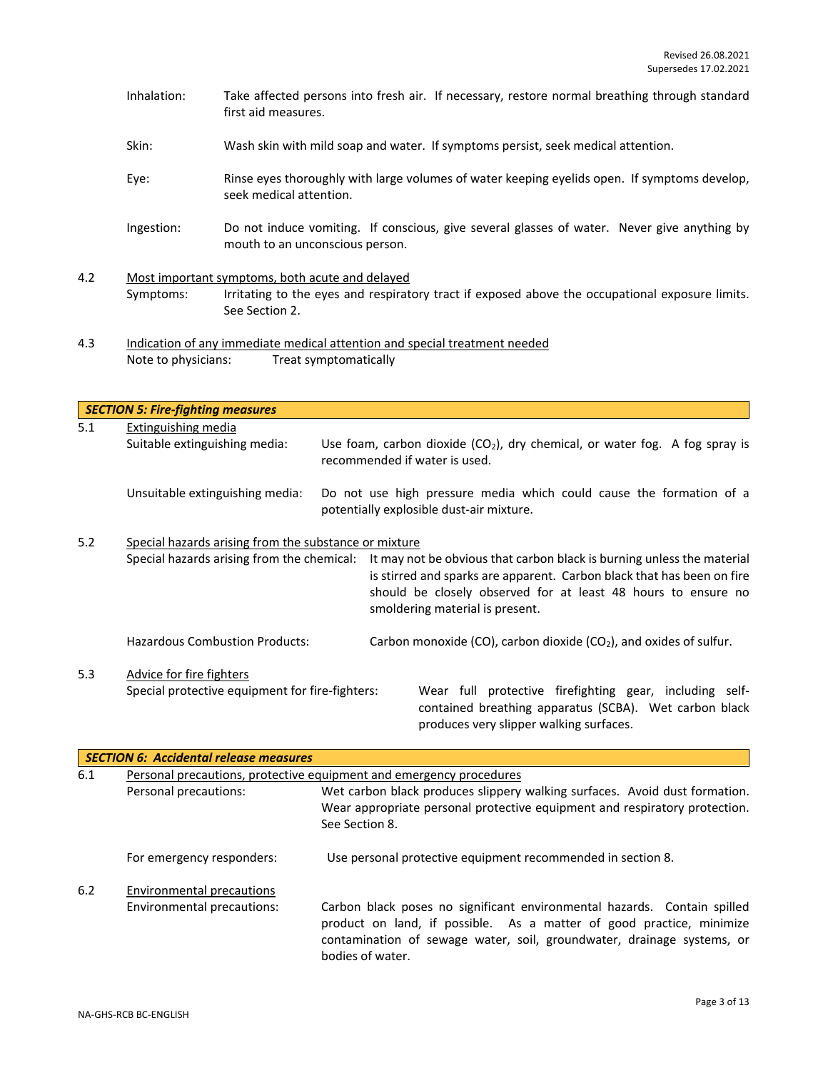Inhalation: Take affected persons into fresh air. If necessary, restore normal breathing through standard first aid measures.

Skin: Wash skin with mild soap and water. If symptoms persist, seek medical attention.

Eye: Rinse eyes thoroughly with large volumes of water keeping eyelids open. If symptoms develop, seek medical attention.

Ingestion: Do not induce vomiting. If conscious, give several glasses of water. Never give anything by mouth to an unconscious person.

4.2 Most important symptoms, both acute and delayed

Symptoms: Irritating to the eyes and respiratory tract if exposed above the occupational exposure limits. See Section 2.

4.3 Indication of any immediate medical attention and special treatment needed

Note to physicians: Treat symptomatically

## *SECTION 5: Fire-fighting measures*

5.1 Extinguishing media

Suitable extinguishing media: Use foam, carbon dioxide ($CO_2$), dry chemical, or water fog. A fog spray is recommended if water is used.

Unsuitable extinguishing media: Do not use high pressure media which could cause the formation of a potentially explosible dust-air mixture.

5.2 Special hazards arising from the substance or mixture

Special hazards arising from the chemical: It may not be obvious that carbon black is burning unless the material is stirred and sparks are apparent. Carbon black that has been on fire should be closely observed for at least 48 hours to ensure no smoldering material is present.

Hazardous Combustion Products: Carbon monoxide (CO), carbon dioxide ($CO_2$), and oxides of sulfur.

5.3 Advice for fire fighters

Special protective equipment for fire-fighters: Wear full protective firefighting gear, including self-contained breathing apparatus (SCBA). Wet carbon black produces very slipper walking surfaces.

## *SECTION 6: Accidental release measures*

6.1 Personal precautions, protective equipment and emergency procedures

Personal precautions: Wet carbon black produces slippery walking surfaces. Avoid dust formation. Wear appropriate personal protective equipment and respiratory protection. See Section 8.

For emergency responders: Use personal protective equipment recommended in section 8.

6.2 Environmental precautions

Environmental precautions: Carbon black poses no significant environmental hazards. Contain spilled product on land, if possible. As a matter of good practice, minimize contamination of sewage water, soil, groundwater, drainage systems, or bodies of water.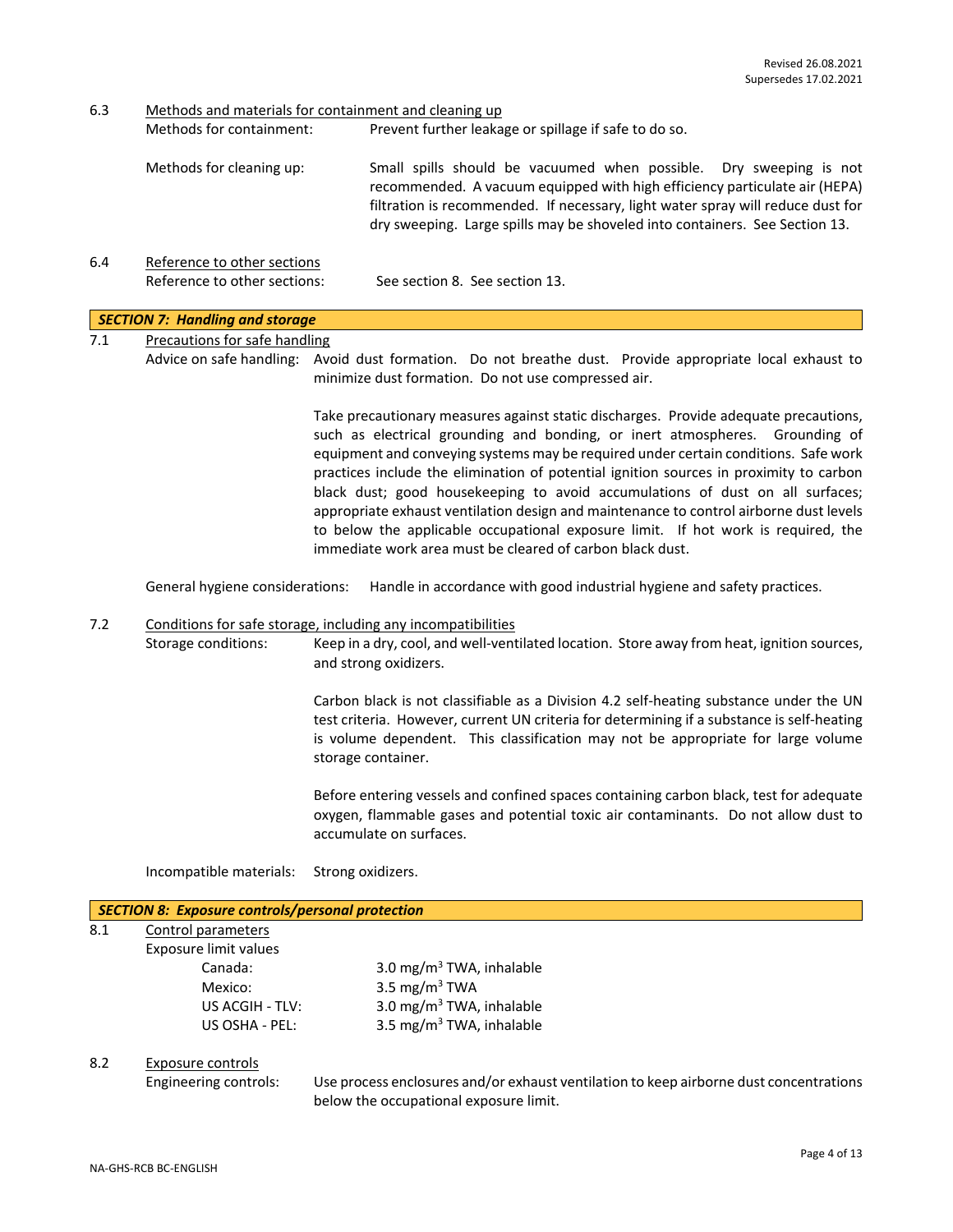Revised 26.08.2021
Supersedes 17.02.2021

6.3 Methods and materials for containment and cleaning up

Methods for containment: Prevent further leakage or spillage if safe to do so.

Methods for cleaning up: Small spills should be vacuumed when possible. Dry sweeping is not recommended. A vacuum equipped with high efficiency particulate air (HEPA) filtration is recommended. If necessary, light water spray will reduce dust for dry sweeping. Large spills may be shoveled into containers. See Section 13.

6.4 Reference to other sections

Reference to other sections: See section 8. See section 13.

## *SECTION 7: Handling and storage*

7.1 Precautions for safe handling

Advice on safe handling: Avoid dust formation. Do not breathe dust. Provide appropriate local exhaust to minimize dust formation. Do not use compressed air.

Take precautionary measures against static discharges. Provide adequate precautions, such as electrical grounding and bonding, or inert atmospheres. Grounding of equipment and conveying systems may be required under certain conditions. Safe work practices include the elimination of potential ignition sources in proximity to carbon black dust; good housekeeping to avoid accumulations of dust on all surfaces; appropriate exhaust ventilation design and maintenance to control airborne dust levels to below the applicable occupational exposure limit. If hot work is required, the immediate work area must be cleared of carbon black dust.

General hygiene considerations: Handle in accordance with good industrial hygiene and safety practices.

7.2 Conditions for safe storage, including any incompatibilities

Storage conditions: Keep in a dry, cool, and well-ventilated location. Store away from heat, ignition sources, and strong oxidizers.

Carbon black is not classifiable as a Division 4.2 self-heating substance under the UN test criteria. However, current UN criteria for determining if a substance is self-heating is volume dependent. This classification may not be appropriate for large volume storage container.

Before entering vessels and confined spaces containing carbon black, test for adequate oxygen, flammable gases and potential toxic air contaminants. Do not allow dust to accumulate on surfaces.

Incompatible materials: Strong oxidizers.

## *SECTION 8: Exposure controls/personal protection*

8.1 Control parameters

Exposure limit values

| | |
|---|---|
| Canada: | 3.0 mg/m$^3$ TWA, inhalable |
| Mexico: | 3.5 mg/m$^3$ TWA |
| US ACGIH - TLV: | 3.0 mg/m$^3$ TWA, inhalable |
| US OSHA - PEL: | 3.5 mg/m$^3$ TWA, inhalable |

8.2 Exposure controls

Engineering controls: Use process enclosures and/or exhaust ventilation to keep airborne dust concentrations below the occupational exposure limit.

NA-GHS-RCB BC-ENGLISH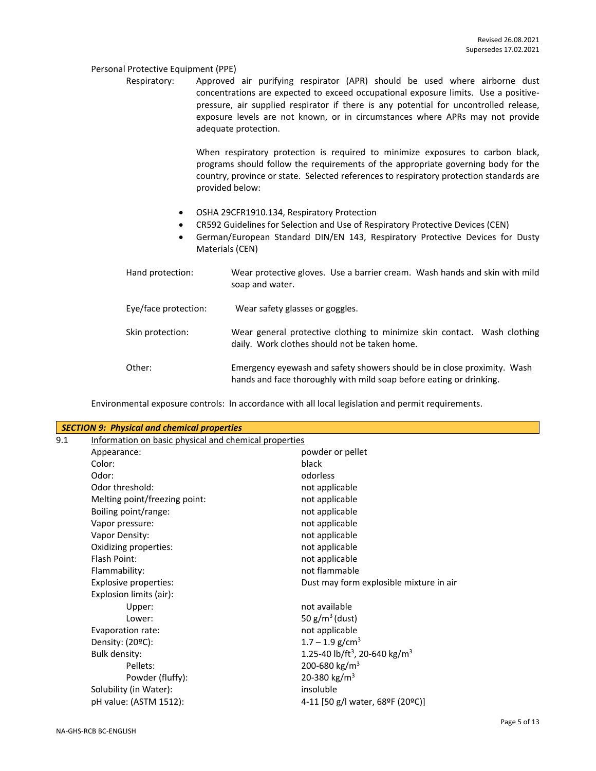Personal Protective Equipment (PPE)

Respiratory: Approved air purifying respirator (APR) should be used where airborne dust concentrations are expected to exceed occupational exposure limits. Use a positive-pressure, air supplied respirator if there is any potential for uncontrolled release, exposure levels are not known, or in circumstances where APRs may not provide adequate protection.

When respiratory protection is required to minimize exposures to carbon black, programs should follow the requirements of the appropriate governing body for the country, province or state. Selected references to respiratory protection standards are provided below:

- OSHA 29CFR1910.134, Respiratory Protection
- CR592 Guidelines for Selection and Use of Respiratory Protective Devices (CEN)
- German/European Standard DIN/EN 143, Respiratory Protective Devices for Dusty Materials (CEN)

Hand protection: Wear protective gloves. Use a barrier cream. Wash hands and skin with mild soap and water.

Eye/face protection: Wear safety glasses or goggles.

Skin protection: Wear general protective clothing to minimize skin contact. Wash clothing daily. Work clothes should not be taken home.

Other: Emergency eyewash and safety showers should be in close proximity. Wash hands and face thoroughly with mild soap before eating or drinking.

Environmental exposure controls: In accordance with all local legislation and permit requirements.

## *SECTION 9: Physical and chemical properties*

9.1 Information on basic physical and chemical properties

| Property | Value |
|---|---|
| Appearance: | powder or pellet |
| Color: | black |
| Odor: | odorless |
| Odor threshold: | not applicable |
| Melting point/freezing point: | not applicable |
| Boiling point/range: | not applicable |
| Vapor pressure: | not applicable |
| Vapor Density: | not applicable |
| Oxidizing properties: | not applicable |
| Flash Point: | not applicable |
| Flammability: | not flammable |
| Explosive properties: | Dust may form explosible mixture in air |
| Explosion limits (air): | |
| Upper: | not available |
| Lower: | 50 g/m$^3$ (dust) |
| Evaporation rate: | not applicable |
| Density: (20ºC): | 1.7 – 1.9 g/cm$^3$ |
| Bulk density: | 1.25-40 lb/ft$^3$, 20-640 kg/m$^3$ |
| Pellets: | 200-680 kg/m$^3$ |
| Powder (fluffy): | 20-380 kg/m$^3$ |
| Solubility (in Water): | insoluble |
| pH value: (ASTM 1512): | 4-11 [50 g/l water, 68ºF (20ºC)] |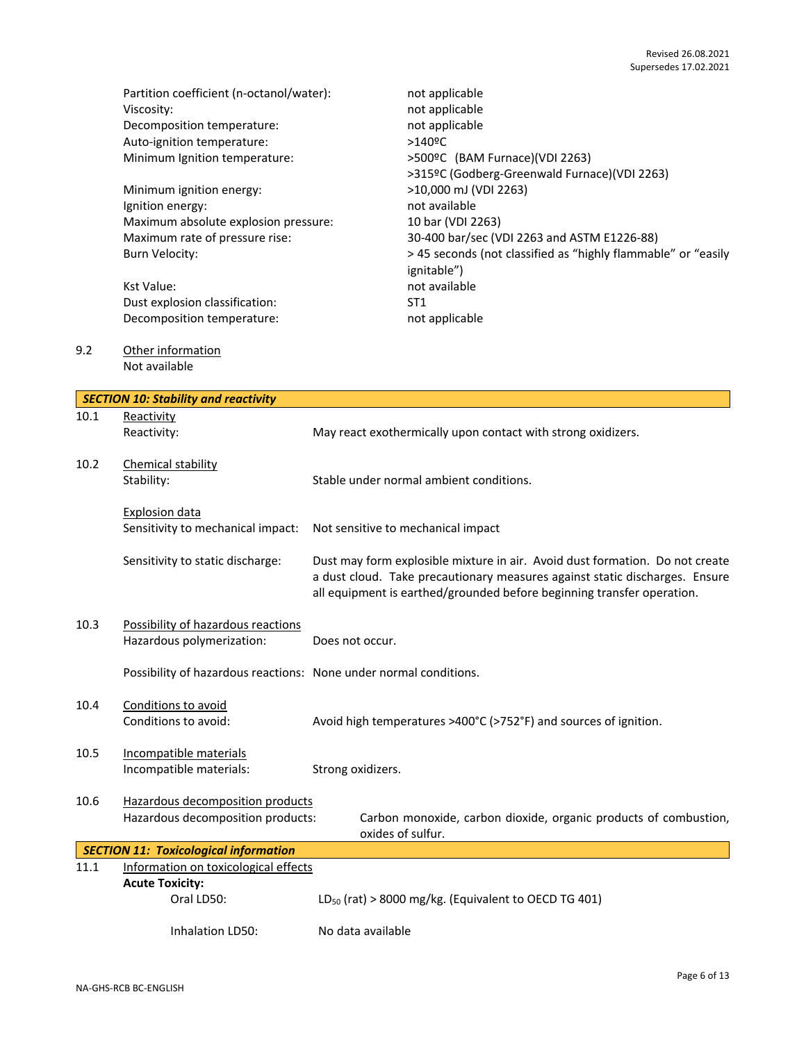| | |
|---|---|
| Partition coefficient (n-octanol/water): | not applicable |
| Viscosity: | not applicable |
| Decomposition temperature: | not applicable |
| Auto-ignition temperature: | >140ºC |
| Minimum Ignition temperature: | >500ºC (BAM Furnace)(VDI 2263)<br>>315ºC (Godberg-Greenwald Furnace)(VDI 2263) |
| Minimum ignition energy: | >10,000 mJ (VDI 2263) |
| Ignition energy: | not available |
| Maximum absolute explosion pressure: | 10 bar (VDI 2263) |
| Maximum rate of pressure rise: | 30-400 bar/sec (VDI 2263 and ASTM E1226-88) |
| Burn Velocity: | > 45 seconds (not classified as "highly flammable" or "easily ignitable") |
| Kst Value: | not available |
| Dust explosion classification: | ST1 |
| Decomposition temperature: | not applicable |

9.2 Other information

Not available

## *SECTION 10: Stability and reactivity*

10.1 Reactivity

| | |
|---|---|
| Reactivity: | May react exothermically upon contact with strong oxidizers. |

10.2 Chemical stability

| | |
|---|---|
| Stability: | Stable under normal ambient conditions. |

Explosion data

| | |
|---|---|
| Sensitivity to mechanical impact: | Not sensitive to mechanical impact |
| Sensitivity to static discharge: | Dust may form explosible mixture in air. Avoid dust formation. Do not create a dust cloud. Take precautionary measures against static discharges. Ensure all equipment is earthed/grounded before beginning transfer operation. |

10.3 Possibility of hazardous reactions

| | |
|---|---|
| Hazardous polymerization: | Does not occur. |
| Possibility of hazardous reactions: | None under normal conditions. |

10.4 Conditions to avoid

| | |
|---|---|
| Conditions to avoid: | Avoid high temperatures >400°C (>752°F) and sources of ignition. |

10.5 Incompatible materials

| | |
|---|---|
| Incompatible materials: | Strong oxidizers. |

10.6 Hazardous decomposition products

| | |
|---|---|
| Hazardous decomposition products: | Carbon monoxide, carbon dioxide, organic products of combustion, oxides of sulfur. |

## *SECTION 11: Toxicological information*

11.1 Information on toxicological effects

**Acute Toxicity:**

| | |
|---|---|
| Oral LD50: | $LD_{50}$ (rat) > 8000 mg/kg. (Equivalent to OECD TG 401) |
| Inhalation LD50: | No data available |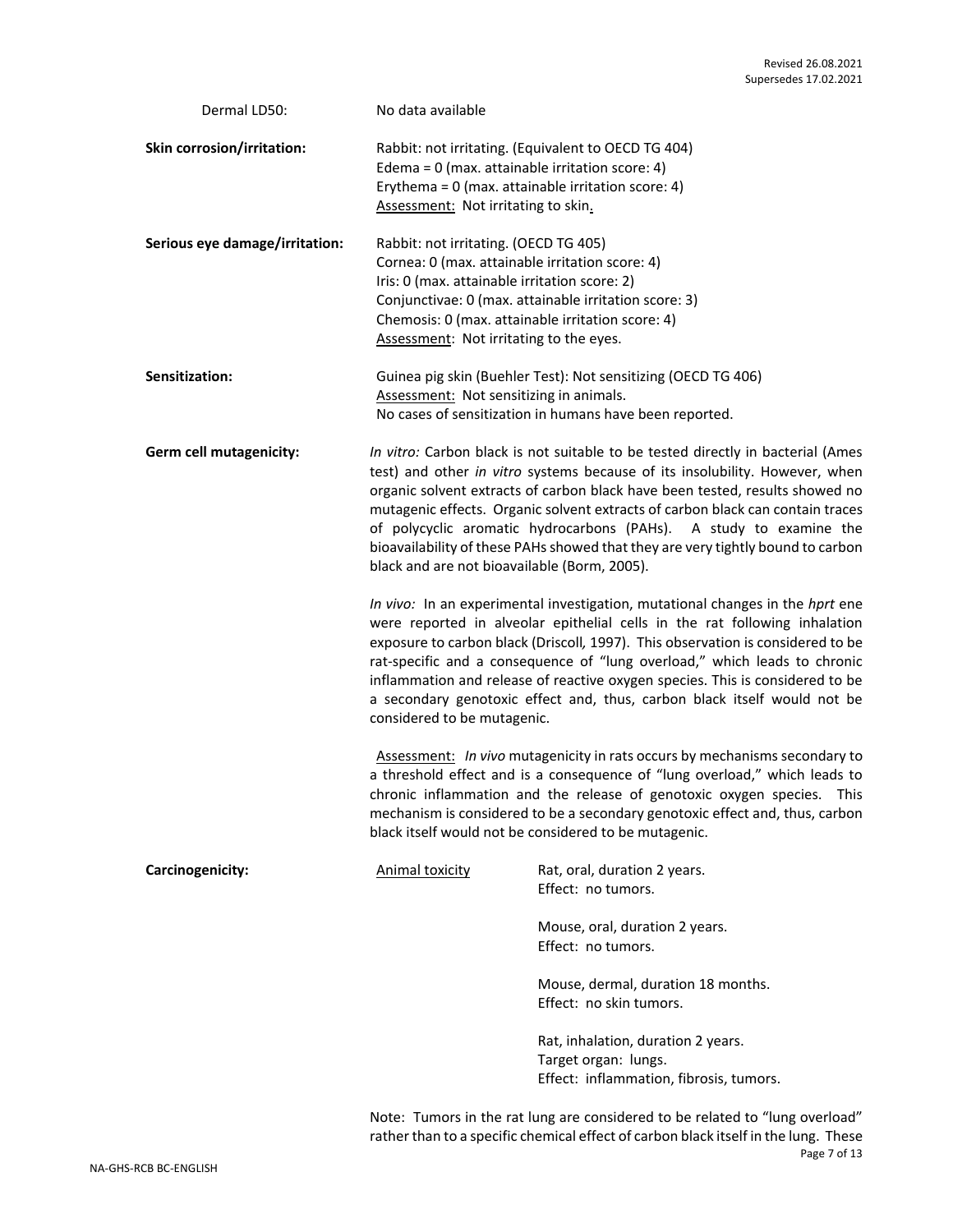| | |
|---|---|
| Dermal LD50: | No data available |
| **Skin corrosion/irritation:** | Rabbit: not irritating. (Equivalent to OECD TG 404)<br>Edema = 0 (max. attainable irritation score: 4)<br>Erythema = 0 (max. attainable irritation score: 4)<br>Assessment: Not irritating to skin. |
| **Serious eye damage/irritation:** | Rabbit: not irritating. (OECD TG 405)<br>Cornea: 0 (max. attainable irritation score: 4)<br>Iris: 0 (max. attainable irritation score: 2)<br>Conjunctivae: 0 (max. attainable irritation score: 3)<br>Chemosis: 0 (max. attainable irritation score: 4)<br>Assessment: Not irritating to the eyes. |
| **Sensitization:** | Guinea pig skin (Buehler Test): Not sensitizing (OECD TG 406)<br>Assessment: Not sensitizing in animals.<br>No cases of sensitization in humans have been reported. |

**Germ cell mutagenicity:**

*In vitro:* Carbon black is not suitable to be tested directly in bacterial (Ames test) and other *in vitro* systems because of its insolubility. However, when organic solvent extracts of carbon black have been tested, results showed no mutagenic effects. Organic solvent extracts of carbon black can contain traces of polycyclic aromatic hydrocarbons (PAHs). A study to examine the bioavailability of these PAHs showed that they are very tightly bound to carbon black and are not bioavailable (Borm, 2005).

*In vivo:* In an experimental investigation, mutational changes in the *hprt* ene were reported in alveolar epithelial cells in the rat following inhalation exposure to carbon black (Driscoll, 1997). This observation is considered to be rat-specific and a consequence of "lung overload," which leads to chronic inflammation and release of reactive oxygen species. This is considered to be a secondary genotoxic effect and, thus, carbon black itself would not be considered to be mutagenic.

Assessment: *In vivo* mutagenicity in rats occurs by mechanisms secondary to a threshold effect and is a consequence of "lung overload," which leads to chronic inflammation and the release of genotoxic oxygen species. This mechanism is considered to be a secondary genotoxic effect and, thus, carbon black itself would not be considered to be mutagenic.

**Carcinogenicity:**

| Animal toxicity | |
|---|---|
| | Rat, oral, duration 2 years.<br>Effect: no tumors. |
| | Mouse, oral, duration 2 years.<br>Effect: no tumors. |
| | Mouse, dermal, duration 18 months.<br>Effect: no skin tumors. |
| | Rat, inhalation, duration 2 years.<br>Target organ: lungs.<br>Effect: inflammation, fibrosis, tumors. |

Note: Tumors in the rat lung are considered to be related to "lung overload" rather than to a specific chemical effect of carbon black itself in the lung. These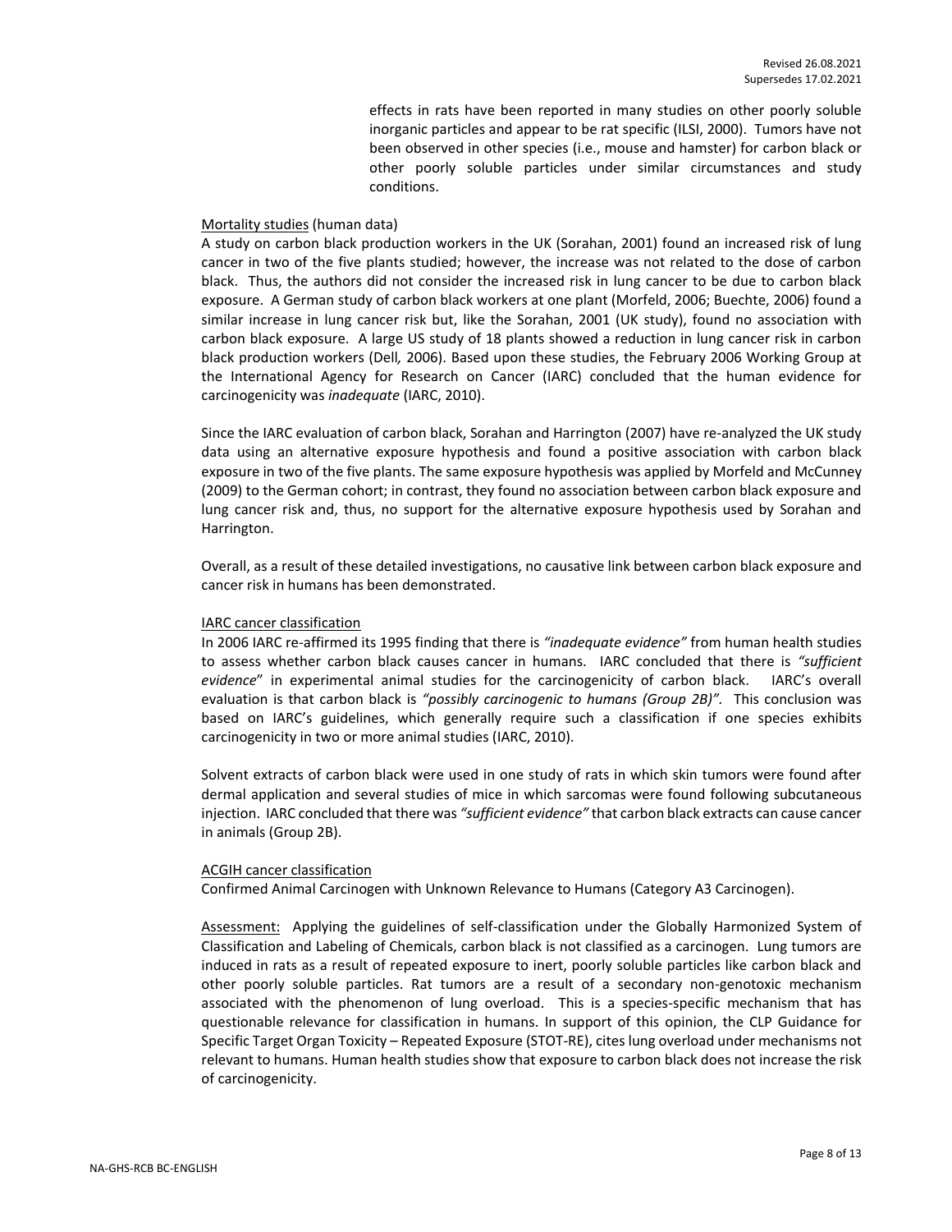effects in rats have been reported in many studies on other poorly soluble inorganic particles and appear to be rat specific (ILSI, 2000). Tumors have not been observed in other species (i.e., mouse and hamster) for carbon black or other poorly soluble particles under similar circumstances and study conditions.

Mortality studies (human data)

A study on carbon black production workers in the UK (Sorahan, 2001) found an increased risk of lung cancer in two of the five plants studied; however, the increase was not related to the dose of carbon black. Thus, the authors did not consider the increased risk in lung cancer to be due to carbon black exposure. A German study of carbon black workers at one plant (Morfeld, 2006; Buechte, 2006) found a similar increase in lung cancer risk but, like the Sorahan, 2001 (UK study), found no association with carbon black exposure. A large US study of 18 plants showed a reduction in lung cancer risk in carbon black production workers (Dell*,* 2006). Based upon these studies, the February 2006 Working Group at the International Agency for Research on Cancer (IARC) concluded that the human evidence for carcinogenicity was *inadequate* (IARC, 2010).

Since the IARC evaluation of carbon black, Sorahan and Harrington (2007) have re-analyzed the UK study data using an alternative exposure hypothesis and found a positive association with carbon black exposure in two of the five plants. The same exposure hypothesis was applied by Morfeld and McCunney (2009) to the German cohort; in contrast, they found no association between carbon black exposure and lung cancer risk and, thus, no support for the alternative exposure hypothesis used by Sorahan and Harrington.

Overall, as a result of these detailed investigations, no causative link between carbon black exposure and cancer risk in humans has been demonstrated.

IARC cancer classification

In 2006 IARC re-affirmed its 1995 finding that there is *"inadequate evidence"* from human health studies to assess whether carbon black causes cancer in humans. IARC concluded that there is *"sufficient evidence*" in experimental animal studies for the carcinogenicity of carbon black. IARC's overall evaluation is that carbon black is *"possibly carcinogenic to humans (Group 2B)".* This conclusion was based on IARC's guidelines, which generally require such a classification if one species exhibits carcinogenicity in two or more animal studies (IARC, 2010).

Solvent extracts of carbon black were used in one study of rats in which skin tumors were found after dermal application and several studies of mice in which sarcomas were found following subcutaneous injection. IARC concluded that there was *"sufficient evidence"* that carbon black extracts can cause cancer in animals (Group 2B).

ACGIH cancer classification

Confirmed Animal Carcinogen with Unknown Relevance to Humans (Category A3 Carcinogen).

Assessment: Applying the guidelines of self-classification under the Globally Harmonized System of Classification and Labeling of Chemicals, carbon black is not classified as a carcinogen. Lung tumors are induced in rats as a result of repeated exposure to inert, poorly soluble particles like carbon black and other poorly soluble particles. Rat tumors are a result of a secondary non-genotoxic mechanism associated with the phenomenon of lung overload. This is a species-specific mechanism that has questionable relevance for classification in humans. In support of this opinion, the CLP Guidance for Specific Target Organ Toxicity – Repeated Exposure (STOT-RE), cites lung overload under mechanisms not relevant to humans. Human health studies show that exposure to carbon black does not increase the risk of carcinogenicity.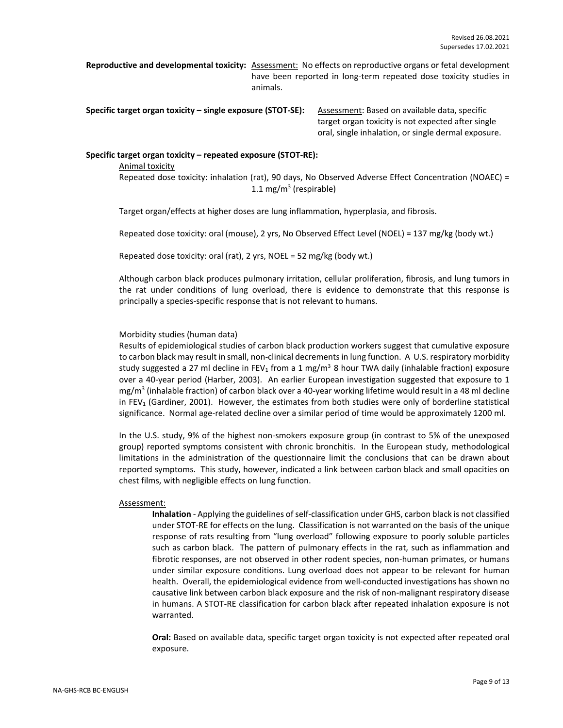**Reproductive and developmental toxicity:** Assessment: No effects on reproductive organs or fetal development have been reported in long-term repeated dose toxicity studies in animals.

**Specific target organ toxicity – single exposure (STOT-SE):** Assessment: Based on available data, specific target organ toxicity is not expected after single oral, single inhalation, or single dermal exposure.

**Specific target organ toxicity – repeated exposure (STOT-RE):**

Animal toxicity

Repeated dose toxicity: inhalation (rat), 90 days, No Observed Adverse Effect Concentration (NOAEC) = 1.1 mg/m$^3$ (respirable)

Target organ/effects at higher doses are lung inflammation, hyperplasia, and fibrosis.

Repeated dose toxicity: oral (mouse), 2 yrs, No Observed Effect Level (NOEL) = 137 mg/kg (body wt.)

Repeated dose toxicity: oral (rat), 2 yrs, NOEL = 52 mg/kg (body wt.)

Although carbon black produces pulmonary irritation, cellular proliferation, fibrosis, and lung tumors in the rat under conditions of lung overload, there is evidence to demonstrate that this response is principally a species-specific response that is not relevant to humans.

Morbidity studies (human data)

Results of epidemiological studies of carbon black production workers suggest that cumulative exposure to carbon black may result in small, non-clinical decrements in lung function. A U.S. respiratory morbidity study suggested a 27 ml decline in $FEV_1$ from a 1 mg/m$^3$ 8 hour TWA daily (inhalable fraction) exposure over a 40-year period (Harber, 2003). An earlier European investigation suggested that exposure to 1 mg/m$^3$ (inhalable fraction) of carbon black over a 40-year working lifetime would result in a 48 ml decline in $FEV_1$ (Gardiner, 2001). However, the estimates from both studies were only of borderline statistical significance. Normal age-related decline over a similar period of time would be approximately 1200 ml.

In the U.S. study, 9% of the highest non-smokers exposure group (in contrast to 5% of the unexposed group) reported symptoms consistent with chronic bronchitis. In the European study, methodological limitations in the administration of the questionnaire limit the conclusions that can be drawn about reported symptoms. This study, however, indicated a link between carbon black and small opacities on chest films, with negligible effects on lung function.

Assessment:

**Inhalation** - Applying the guidelines of self-classification under GHS, carbon black is not classified under STOT-RE for effects on the lung. Classification is not warranted on the basis of the unique response of rats resulting from "lung overload" following exposure to poorly soluble particles such as carbon black. The pattern of pulmonary effects in the rat, such as inflammation and fibrotic responses, are not observed in other rodent species, non-human primates, or humans under similar exposure conditions. Lung overload does not appear to be relevant for human health. Overall, the epidemiological evidence from well-conducted investigations has shown no causative link between carbon black exposure and the risk of non-malignant respiratory disease in humans. A STOT-RE classification for carbon black after repeated inhalation exposure is not warranted.

**Oral:** Based on available data, specific target organ toxicity is not expected after repeated oral exposure.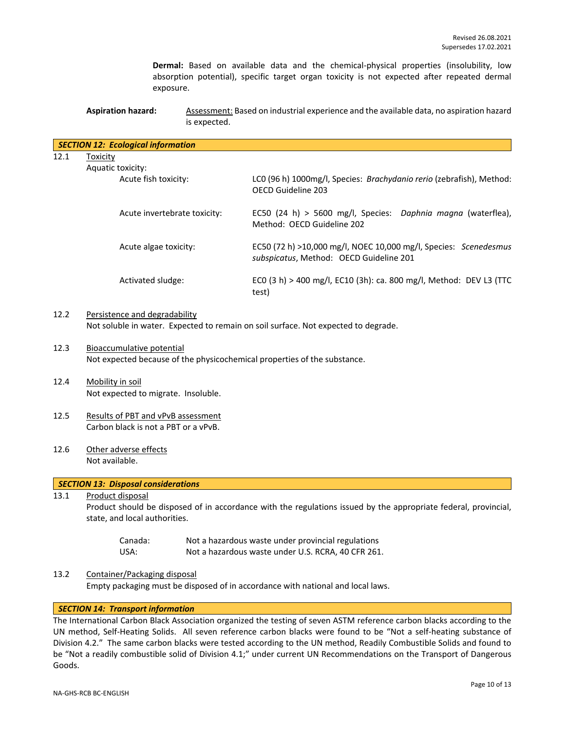**Dermal:** Based on available data and the chemical-physical properties (insolubility, low absorption potential), specific target organ toxicity is not expected after repeated dermal exposure.

**Aspiration hazard:** Assessment: Based on industrial experience and the available data, no aspiration hazard is expected.

## *SECTION 12: Ecological information*

12.1 Toxicity

Aquatic toxicity:

| | |
|---|---|
| Acute fish toxicity: | LC0 (96 h) 1000mg/l, Species: *Brachydanio rerio* (zebrafish), Method: OECD Guideline 203 |
| Acute invertebrate toxicity: | EC50 (24 h) > 5600 mg/l, Species: *Daphnia magna* (waterflea), Method: OECD Guideline 202 |
| Acute algae toxicity: | EC50 (72 h) >10,000 mg/l, NOEC 10,000 mg/l, Species: *Scenedesmus subspicatus*, Method: OECD Guideline 201 |
| Activated sludge: | EC0 (3 h) > 400 mg/l, EC10 (3h): ca. 800 mg/l, Method: DEV L3 (TTC test) |

12.2 Persistence and degradability

Not soluble in water. Expected to remain on soil surface. Not expected to degrade.

12.3 Bioaccumulative potential

Not expected because of the physicochemical properties of the substance.

12.4 Mobility in soil

Not expected to migrate. Insoluble.

12.5 Results of PBT and vPvB assessment

Carbon black is not a PBT or a vPvB.

12.6 Other adverse effects

Not available.

## *SECTION 13: Disposal considerations*

13.1 Product disposal

Product should be disposed of in accordance with the regulations issued by the appropriate federal, provincial, state, and local authorities.

| | |
|---|---|
| Canada: | Not a hazardous waste under provincial regulations |
| USA: | Not a hazardous waste under U.S. RCRA, 40 CFR 261. |

13.2 Container/Packaging disposal

Empty packaging must be disposed of in accordance with national and local laws.

## *SECTION 14: Transport information*

The International Carbon Black Association organized the testing of seven ASTM reference carbon blacks according to the UN method, Self-Heating Solids. All seven reference carbon blacks were found to be "Not a self-heating substance of Division 4.2." The same carbon blacks were tested according to the UN method, Readily Combustible Solids and found to be "Not a readily combustible solid of Division 4.1;" under current UN Recommendations on the Transport of Dangerous Goods.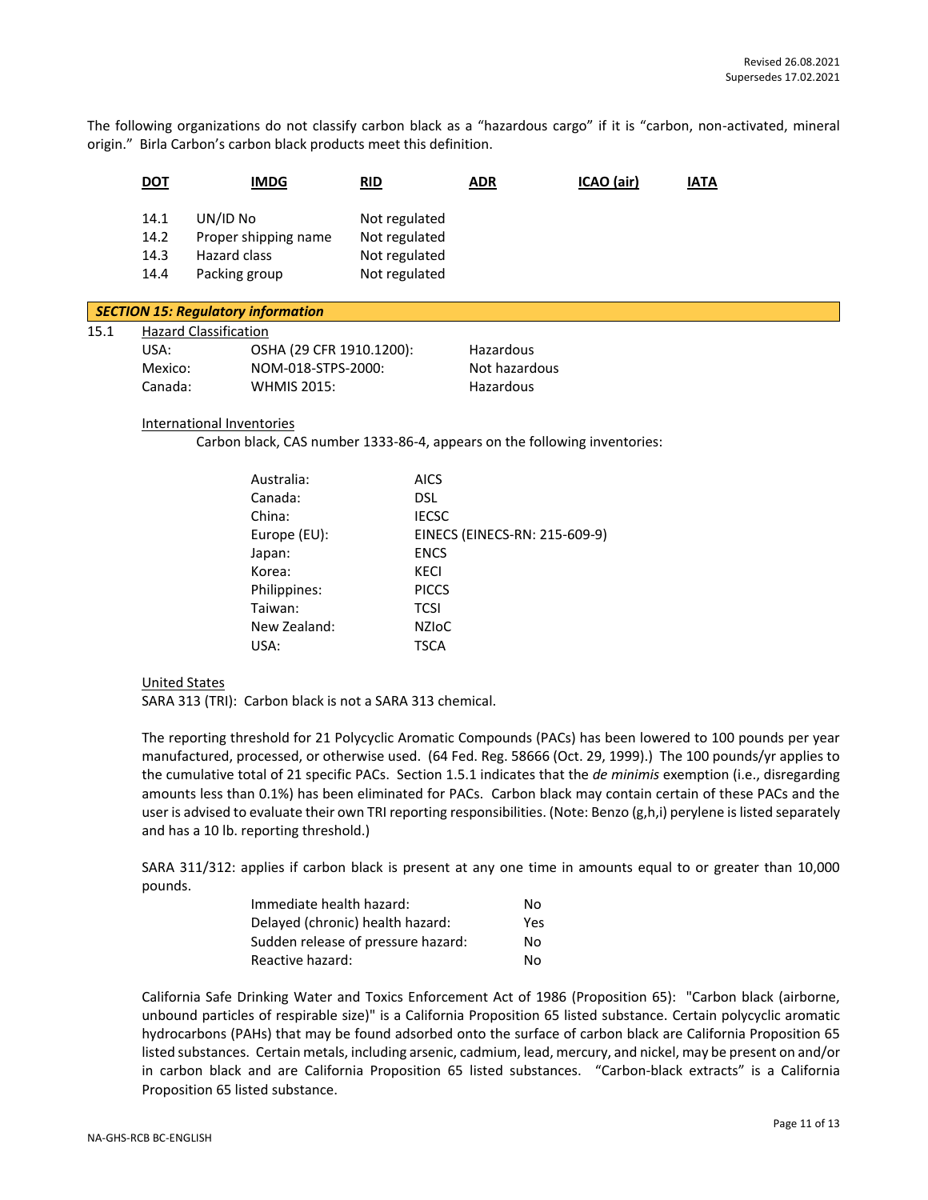The following organizations do not classify carbon black as a “hazardous cargo” if it is “carbon, non-activated, mineral origin.” Birla Carbon’s carbon black products meet this definition.

**DOT** **IMDG** **RID** **ADR** **ICAO (air)** **IATA**

| | | |
|---|---|---|
| 14.1 | UN/ID No | Not regulated |
| 14.2 | Proper shipping name | Not regulated |
| 14.3 | Hazard class | Not regulated |
| 14.4 | Packing group | Not regulated |

## *SECTION 15: Regulatory information*

15.1 Hazard Classification

| | | |
|---|---|---|
| USA: | OSHA (29 CFR 1910.1200): | Hazardous |
| Mexico: | NOM-018-STPS-2000: | Not hazardous |
| Canada: | WHMIS 2015: | Hazardous |

International Inventories

Carbon black, CAS number 1333-86-4, appears on the following inventories:

| | |
|---|---|
| Australia: | AICS |
| Canada: | DSL |
| China: | IECSC |
| Europe (EU): | EINECS (EINECS-RN: 215-609-9) |
| Japan: | ENCS |
| Korea: | KECI |
| Philippines: | PICCS |
| Taiwan: | TCSI |
| New Zealand: | NZIoC |
| USA: | TSCA |

United States

SARA 313 (TRI): Carbon black is not a SARA 313 chemical.

The reporting threshold for 21 Polycyclic Aromatic Compounds (PACs) has been lowered to 100 pounds per year manufactured, processed, or otherwise used. (64 Fed. Reg. 58666 (Oct. 29, 1999).) The 100 pounds/yr applies to the cumulative total of 21 specific PACs. Section 1.5.1 indicates that the *de minimis* exemption (i.e., disregarding amounts less than 0.1%) has been eliminated for PACs. Carbon black may contain certain of these PACs and the user is advised to evaluate their own TRI reporting responsibilities. (Note: Benzo (g,h,i) perylene is listed separately and has a 10 lb. reporting threshold.)

SARA 311/312: applies if carbon black is present at any one time in amounts equal to or greater than 10,000 pounds.

| | |
|---|---|
| Immediate health hazard: | No |
| Delayed (chronic) health hazard: | Yes |
| Sudden release of pressure hazard: | No |
| Reactive hazard: | No |

California Safe Drinking Water and Toxics Enforcement Act of 1986 (Proposition 65): "Carbon black (airborne, unbound particles of respirable size)" is a California Proposition 65 listed substance. Certain polycyclic aromatic hydrocarbons (PAHs) that may be found adsorbed onto the surface of carbon black are California Proposition 65 listed substances. Certain metals, including arsenic, cadmium, lead, mercury, and nickel, may be present on and/or in carbon black and are California Proposition 65 listed substances. “Carbon-black extracts” is a California Proposition 65 listed substance.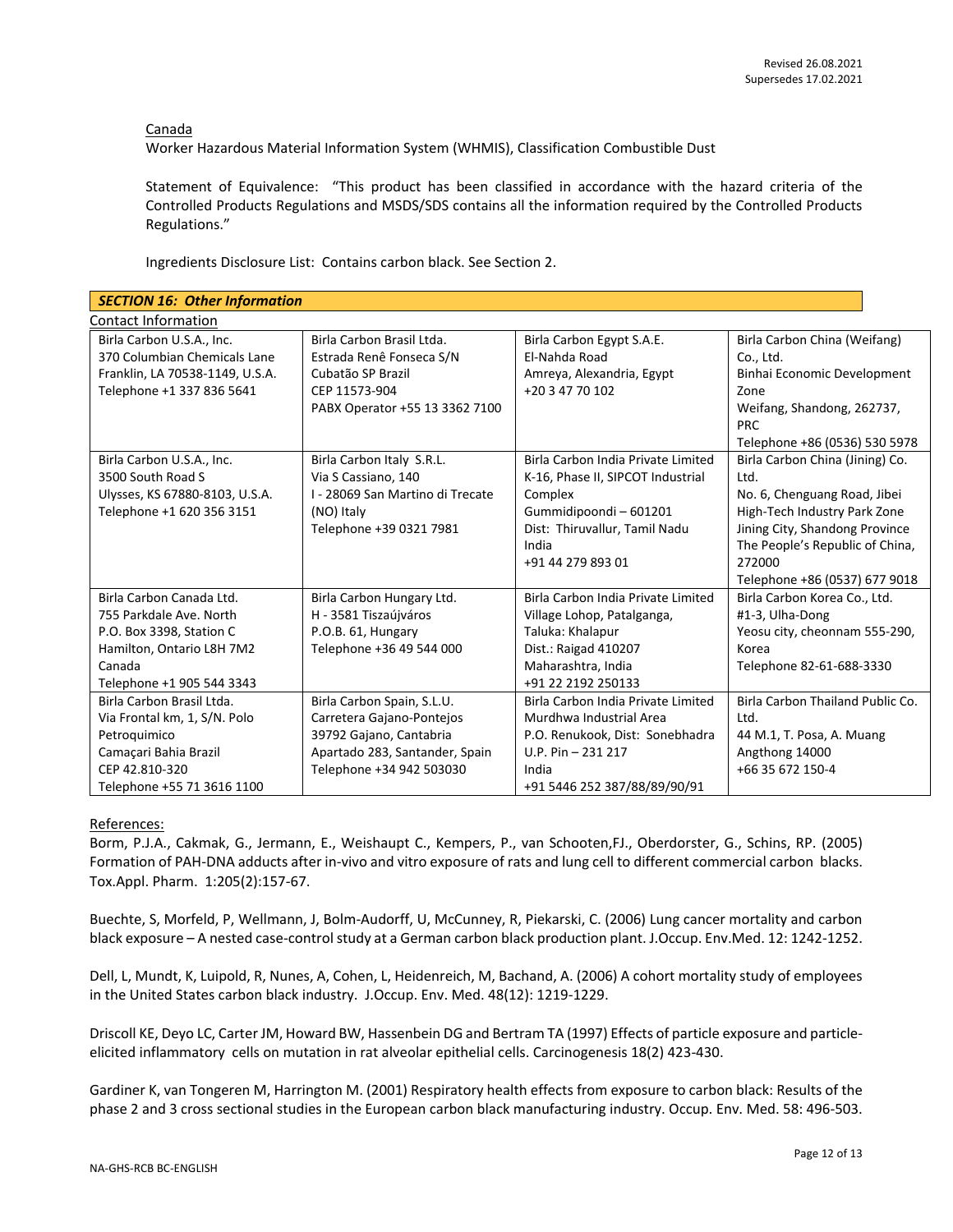Canada

Worker Hazardous Material Information System (WHMIS), Classification Combustible Dust

Statement of Equivalence: "This product has been classified in accordance with the hazard criteria of the Controlled Products Regulations and MSDS/SDS contains all the information required by the Controlled Products Regulations."

Ingredients Disclosure List: Contains carbon black. See Section 2.

## *SECTION 16: Other Information*

Contact Information

| | | | |
|---|---|---|---|
| Birla Carbon U.S.A., Inc.<br>370 Columbian Chemicals Lane<br>Franklin, LA 70538-1149, U.S.A.<br>Telephone +1 337 836 5641 | Birla Carbon Brasil Ltda.<br>Estrada Renê Fonseca S/N<br>Cubatão SP Brazil<br>CEP 11573-904<br>PABX Operator +55 13 3362 7100 | Birla Carbon Egypt S.A.E.<br>El-Nahda Road<br>Amreya, Alexandria, Egypt<br>+20 3 47 70 102 | Birla Carbon China (Weifang) Co., Ltd.<br>Binhai Economic Development Zone<br>Weifang, Shandong, 262737, PRC<br>Telephone +86 (0536) 530 5978 |
| Birla Carbon U.S.A., Inc.<br>3500 South Road S<br>Ulysses, KS 67880-8103, U.S.A.<br>Telephone +1 620 356 3151 | Birla Carbon Italy S.R.L.<br>Via S Cassiano, 140<br>I - 28069 San Martino di Trecate (NO) Italy<br>Telephone +39 0321 7981 | Birla Carbon India Private Limited<br>K-16, Phase II, SIPCOT Industrial Complex<br>Gummidipoondi – 601201<br>Dist: Thiruvallur, Tamil Nadu India<br>+91 44 279 893 01 | Birla Carbon China (Jining) Co. Ltd.<br>No. 6, Chenguang Road, Jibei High-Tech Industry Park Zone<br>Jining City, Shandong Province<br>The People's Republic of China, 272000<br>Telephone +86 (0537) 677 9018 |
| Birla Carbon Canada Ltd.<br>755 Parkdale Ave. North<br>P.O. Box 3398, Station C<br>Hamilton, Ontario L8H 7M2<br>Canada<br>Telephone +1 905 544 3343 | Birla Carbon Hungary Ltd.<br>H - 3581 Tiszaújváros<br>P.O.B. 61, Hungary<br>Telephone +36 49 544 000 | Birla Carbon India Private Limited<br>Village Lohop, Patalganga,<br>Taluka: Khalapur<br>Dist.: Raigad 410207<br>Maharashtra, India<br>+91 22 2192 250133 | Birla Carbon Korea Co., Ltd.<br>#1-3, Ulha-Dong<br>Yeosu city, cheonnam 555-290, Korea<br>Telephone 82-61-688-3330 |
| Birla Carbon Brasil Ltda.<br>Via Frontal km, 1, S/N. Polo Petroquimico<br>Camaçari Bahia Brazil<br>CEP 42.810-320<br>Telephone +55 71 3616 1100 | Birla Carbon Spain, S.L.U.<br>Carretera Gajano-Pontejos<br>39792 Gajano, Cantabria<br>Apartado 283, Santander, Spain<br>Telephone +34 942 503030 | Birla Carbon India Private Limited<br>Murdhwa Industrial Area<br>P.O. Renukook, Dist: Sonebhadra<br>U.P. Pin – 231 217<br>India<br>+91 5446 252 387/88/89/90/91 | Birla Carbon Thailand Public Co. Ltd.<br>44 M.1, T. Posa, A. Muang<br>Angthong 14000<br>+66 35 672 150-4 |

References:

Borm, P.J.A., Cakmak, G., Jermann, E., Weishaupt C., Kempers, P., van Schooten,FJ., Oberdorster, G., Schins, RP. (2005) Formation of PAH-DNA adducts after in-vivo and vitro exposure of rats and lung cell to different commercial carbon blacks. Tox.Appl. Pharm. 1:205(2):157-67.

Buechte, S, Morfeld, P, Wellmann, J, Bolm-Audorff, U, McCunney, R, Piekarski, C. (2006) Lung cancer mortality and carbon black exposure – A nested case-control study at a German carbon black production plant. J.Occup. Env.Med. 12: 1242-1252.

Dell, L, Mundt, K, Luipold, R, Nunes, A, Cohen, L, Heidenreich, M, Bachand, A. (2006) A cohort mortality study of employees in the United States carbon black industry. J.Occup. Env. Med. 48(12): 1219-1229.

Driscoll KE, Deyo LC, Carter JM, Howard BW, Hassenbein DG and Bertram TA (1997) Effects of particle exposure and particle-elicited inflammatory cells on mutation in rat alveolar epithelial cells. Carcinogenesis 18(2) 423-430.

Gardiner K, van Tongeren M, Harrington M. (2001) Respiratory health effects from exposure to carbon black: Results of the phase 2 and 3 cross sectional studies in the European carbon black manufacturing industry. Occup. Env. Med. 58: 496-503.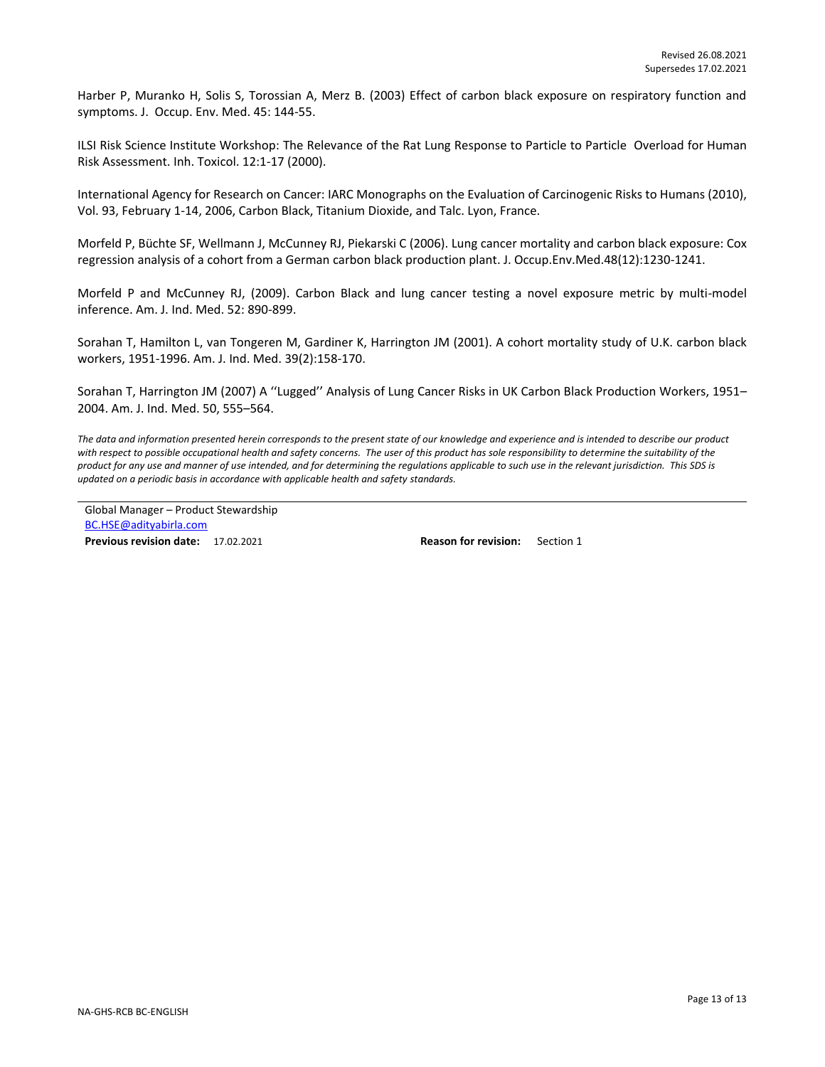Harber P, Muranko H, Solis S, Torossian A, Merz B. (2003) Effect of carbon black exposure on respiratory function and symptoms. J. Occup. Env. Med. 45: 144-55.

ILSI Risk Science Institute Workshop: The Relevance of the Rat Lung Response to Particle to Particle Overload for Human Risk Assessment. Inh. Toxicol. 12:1-17 (2000).

International Agency for Research on Cancer: IARC Monographs on the Evaluation of Carcinogenic Risks to Humans (2010), Vol. 93, February 1-14, 2006, Carbon Black, Titanium Dioxide, and Talc. Lyon, France.

Morfeld P, Büchte SF, Wellmann J, McCunney RJ, Piekarski C (2006). Lung cancer mortality and carbon black exposure: Cox regression analysis of a cohort from a German carbon black production plant. J. Occup.Env.Med.48(12):1230-1241.

Morfeld P and McCunney RJ, (2009). Carbon Black and lung cancer testing a novel exposure metric by multi-model inference. Am. J. Ind. Med. 52: 890-899.

Sorahan T, Hamilton L, van Tongeren M, Gardiner K, Harrington JM (2001). A cohort mortality study of U.K. carbon black workers, 1951-1996. Am. J. Ind. Med. 39(2):158-170.

Sorahan T, Harrington JM (2007) A ''Lugged'' Analysis of Lung Cancer Risks in UK Carbon Black Production Workers, 1951–2004. Am. J. Ind. Med. 50, 555–564.

*The data and information presented herein corresponds to the present state of our knowledge and experience and is intended to describe our product with respect to possible occupational health and safety concerns. The user of this product has sole responsibility to determine the suitability of the product for any use and manner of use intended, and for determining the regulations applicable to such use in the relevant jurisdiction. This SDS is updated on a periodic basis in accordance with applicable health and safety standards.*

---

Global Manager – Product Stewardship
BC.HSE@adityabirla.com

**Previous revision date:** 17.02.2021 **Reason for revision:** Section 1